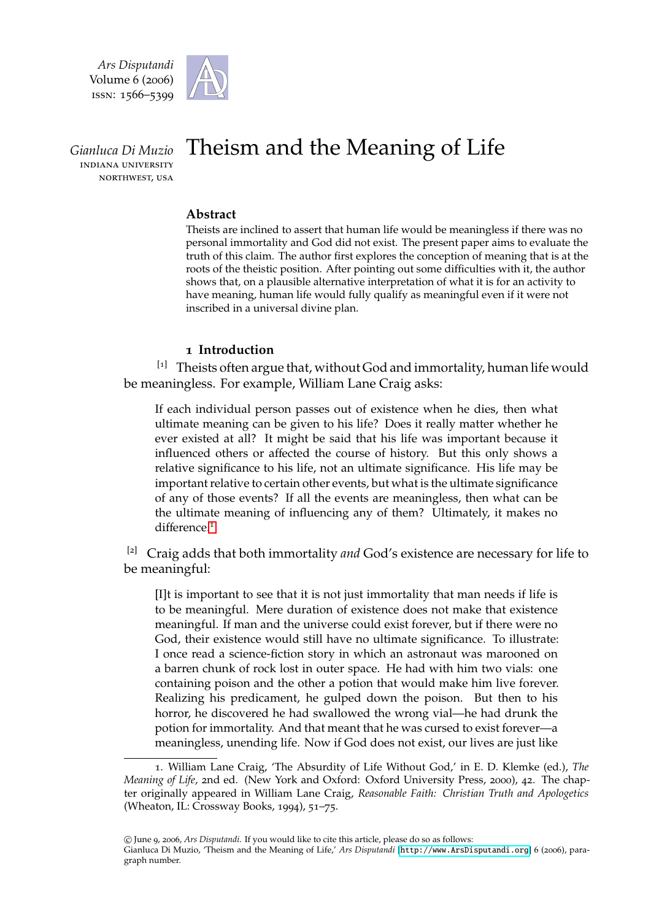*Ars Disputandi*
Volume 6 (2006)
ISSN: 1566–5399

*Gianluca Di Muzio*
INDIANA UNIVERSITY NORTHWEST, USA

# Theism and the Meaning of Life

### Abstract

Theists are inclined to assert that human life would be meaningless if there was no personal immortality and God did not exist. The present paper aims to evaluate the truth of this claim. The author first explores the conception of meaning that is at the roots of the theistic position. After pointing out some difficulties with it, the author shows that, on a plausible alternative interpretation of what it is for an activity to have meaning, human life would fully qualify as meaningful even if it were not inscribed in a universal divine plan.

## 1 Introduction

[1] Theists often argue that, without God and immortality, human life would be meaningless. For example, William Lane Craig asks:

> If each individual person passes out of existence when he dies, then what ultimate meaning can be given to his life? Does it really matter whether he ever existed at all? It might be said that his life was important because it influenced others or affected the course of history. But this only shows a relative significance to his life, not an ultimate significance. His life may be important relative to certain other events, but what is the ultimate significance of any of those events? If all the events are meaningless, then what can be the ultimate meaning of influencing any of them? Ultimately, it makes no difference.[1]

[2] Craig adds that both immortality *and* God's existence are necessary for life to be meaningful:

> [I]t is important to see that it is not just immortality that man needs if life is to be meaningful. Mere duration of existence does not make that existence meaningful. If man and the universe could exist forever, but if there were no God, their existence would still have no ultimate significance. To illustrate: I once read a science-fiction story in which an astronaut was marooned on a barren chunk of rock lost in outer space. He had with him two vials: one containing poison and the other a potion that would make him live forever. Realizing his predicament, he gulped down the poison. But then to his horror, he discovered he had swallowed the wrong vial—he had drunk the potion for immortality. And that meant that he was cursed to exist forever—a meaningless, unending life. Now if God does not exist, our lives are just like

1. William Lane Craig, 'The Absurdity of Life Without God,' in E. D. Klemke (ed.), *The Meaning of Life*, 2nd ed. (New York and Oxford: Oxford University Press, 2000), 42. The chapter originally appeared in William Lane Craig, *Reasonable Faith: Christian Truth and Apologetics* (Wheaton, IL: Crossway Books, 1994), 51–75.

© June 9, 2006, *Ars Disputandi*. If you would like to cite this article, please do so as follows:
Gianluca Di Muzio, 'Theism and the Meaning of Life,' *Ars Disputandi* [http://www.ArsDisputandi.org] 6 (2006), paragraph number.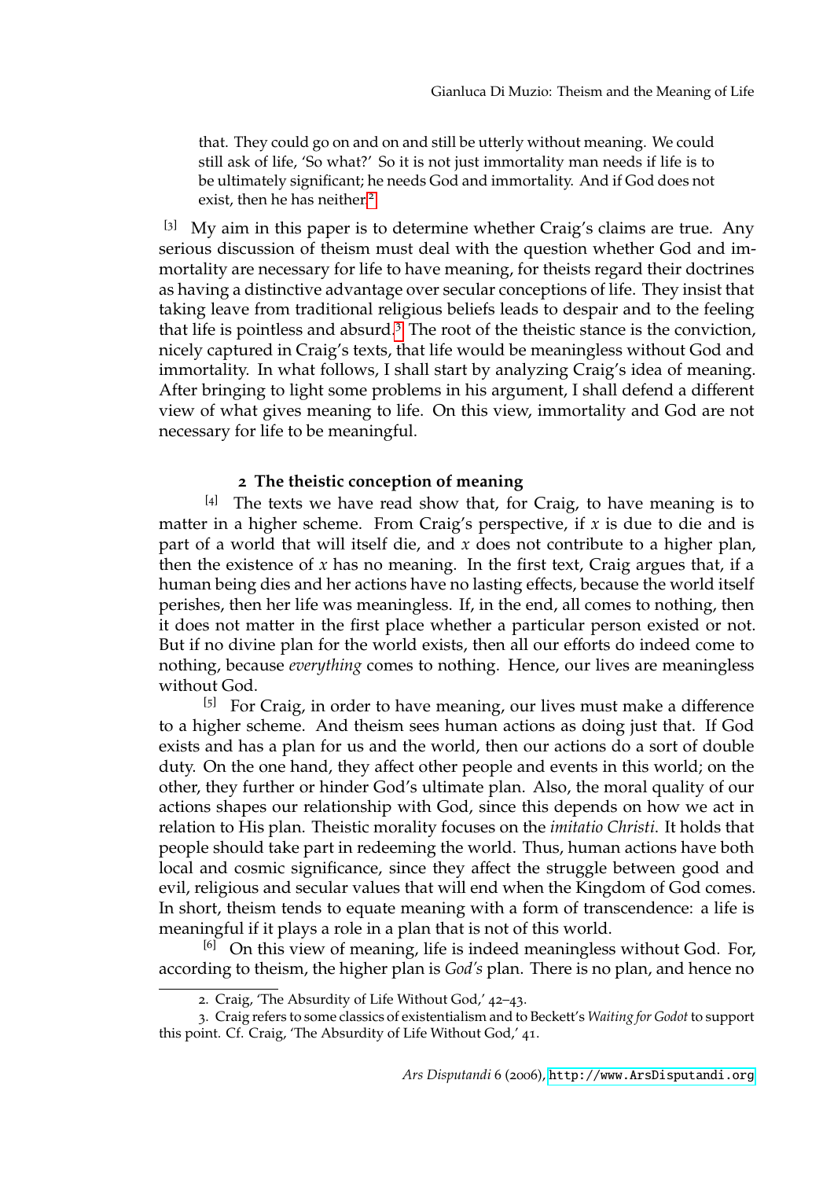> that. They could go on and on and still be utterly without meaning. We could still ask of life, 'So what?' So it is not just immortality man needs if life is to be ultimately significant; he needs God and immortality. And if God does not exist, then he has neither.[2]

[3] My aim in this paper is to determine whether Craig's claims are true. Any serious discussion of theism must deal with the question whether God and immortality are necessary for life to have meaning, for theists regard their doctrines as having a distinctive advantage over secular conceptions of life. They insist that taking leave from traditional religious beliefs leads to despair and to the feeling that life is pointless and absurd.[3] The root of the theistic stance is the conviction, nicely captured in Craig's texts, that life would be meaningless without God and immortality. In what follows, I shall start by analyzing Craig's idea of meaning. After bringing to light some problems in his argument, I shall defend a different view of what gives meaning to life. On this view, immortality and God are not necessary for life to be meaningful.

## 2 The theistic conception of meaning

[4] The texts we have read show that, for Craig, to have meaning is to matter in a higher scheme. From Craig's perspective, if $x$ is due to die and is part of a world that will itself die, and $x$ does not contribute to a higher plan, then the existence of $x$ has no meaning. In the first text, Craig argues that, if a human being dies and her actions have no lasting effects, because the world itself perishes, then her life was meaningless. If, in the end, all comes to nothing, then it does not matter in the first place whether a particular person existed or not. But if no divine plan for the world exists, then all our efforts do indeed come to nothing, because *everything* comes to nothing. Hence, our lives are meaningless without God.

[5] For Craig, in order to have meaning, our lives must make a difference to a higher scheme. And theism sees human actions as doing just that. If God exists and has a plan for us and the world, then our actions do a sort of double duty. On the one hand, they affect other people and events in this world; on the other, they further or hinder God's ultimate plan. Also, the moral quality of our actions shapes our relationship with God, since this depends on how we act in relation to His plan. Theistic morality focuses on the *imitatio Christi*. It holds that people should take part in redeeming the world. Thus, human actions have both local and cosmic significance, since they affect the struggle between good and evil, religious and secular values that will end when the Kingdom of God comes. In short, theism tends to equate meaning with a form of transcendence: a life is meaningful if it plays a role in a plan that is not of this world.

[6] On this view of meaning, life is indeed meaningless without God. For, according to theism, the higher plan is *God's* plan. There is no plan, and hence no

2. Craig, 'The Absurdity of Life Without God,' 42–43.

3. Craig refers to some classics of existentialism and to Beckett's *Waiting for Godot* to support this point. Cf. Craig, 'The Absurdity of Life Without God,' 41.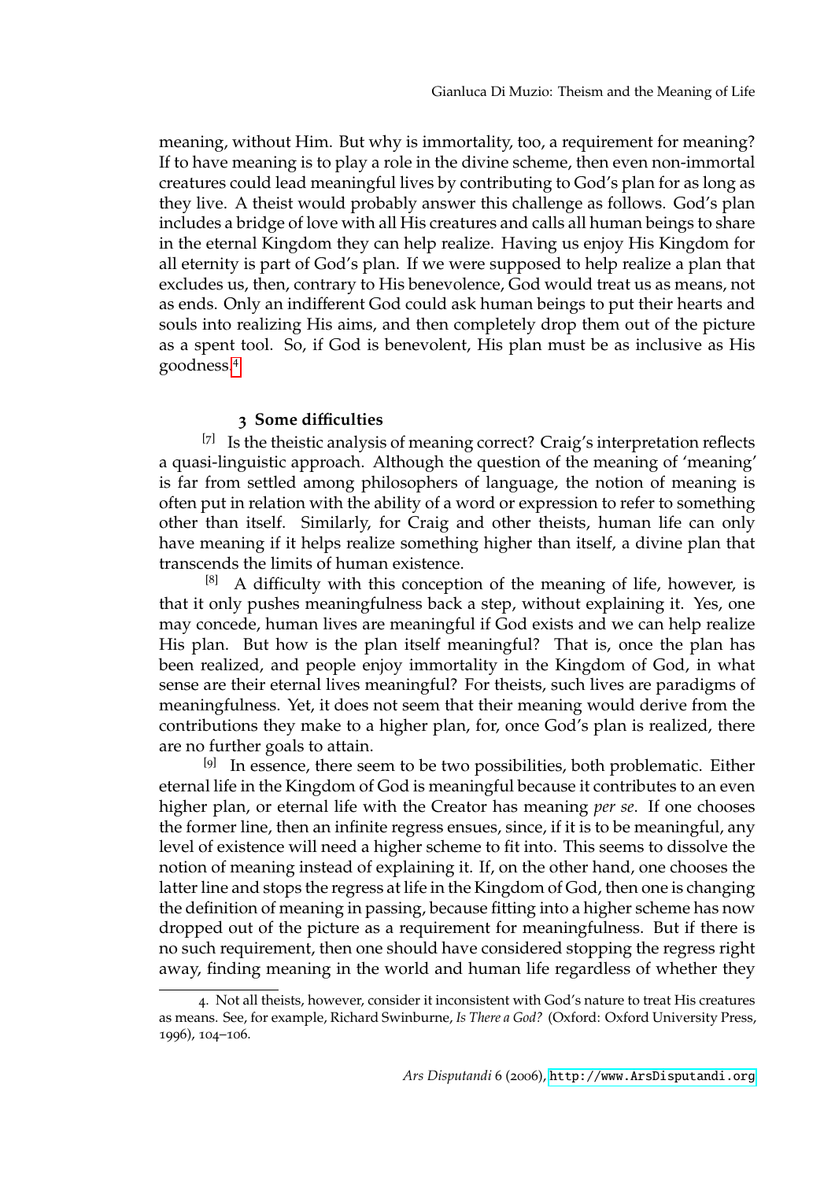meaning, without Him. But why is immortality, too, a requirement for meaning? If to have meaning is to play a role in the divine scheme, then even non-immortal creatures could lead meaningful lives by contributing to God's plan for as long as they live. A theist would probably answer this challenge as follows. God's plan includes a bridge of love with all His creatures and calls all human beings to share in the eternal Kingdom they can help realize. Having us enjoy His Kingdom for all eternity is part of God's plan. If we were supposed to help realize a plan that excludes us, then, contrary to His benevolence, God would treat us as means, not as ends. Only an indifferent God could ask human beings to put their hearts and souls into realizing His aims, and then completely drop them out of the picture as a spent tool. So, if God is benevolent, His plan must be as inclusive as His goodness.[4]

## 3 Some difficulties

[7] Is the theistic analysis of meaning correct? Craig's interpretation reflects a quasi-linguistic approach. Although the question of the meaning of 'meaning' is far from settled among philosophers of language, the notion of meaning is often put in relation with the ability of a word or expression to refer to something other than itself. Similarly, for Craig and other theists, human life can only have meaning if it helps realize something higher than itself, a divine plan that transcends the limits of human existence.

[8] A difficulty with this conception of the meaning of life, however, is that it only pushes meaningfulness back a step, without explaining it. Yes, one may concede, human lives are meaningful if God exists and we can help realize His plan. But how is the plan itself meaningful? That is, once the plan has been realized, and people enjoy immortality in the Kingdom of God, in what sense are their eternal lives meaningful? For theists, such lives are paradigms of meaningfulness. Yet, it does not seem that their meaning would derive from the contributions they make to a higher plan, for, once God's plan is realized, there are no further goals to attain.

[9] In essence, there seem to be two possibilities, both problematic. Either eternal life in the Kingdom of God is meaningful because it contributes to an even higher plan, or eternal life with the Creator has meaning *per se*. If one chooses the former line, then an infinite regress ensues, since, if it is to be meaningful, any level of existence will need a higher scheme to fit into. This seems to dissolve the notion of meaning instead of explaining it. If, on the other hand, one chooses the latter line and stops the regress at life in the Kingdom of God, then one is changing the definition of meaning in passing, because fitting into a higher scheme has now dropped out of the picture as a requirement for meaningfulness. But if there is no such requirement, then one should have considered stopping the regress right away, finding meaning in the world and human life regardless of whether they

---

4. Not all theists, however, consider it inconsistent with God's nature to treat His creatures as means. See, for example, Richard Swinburne, *Is There a God?* (Oxford: Oxford University Press, 1996), 104–106.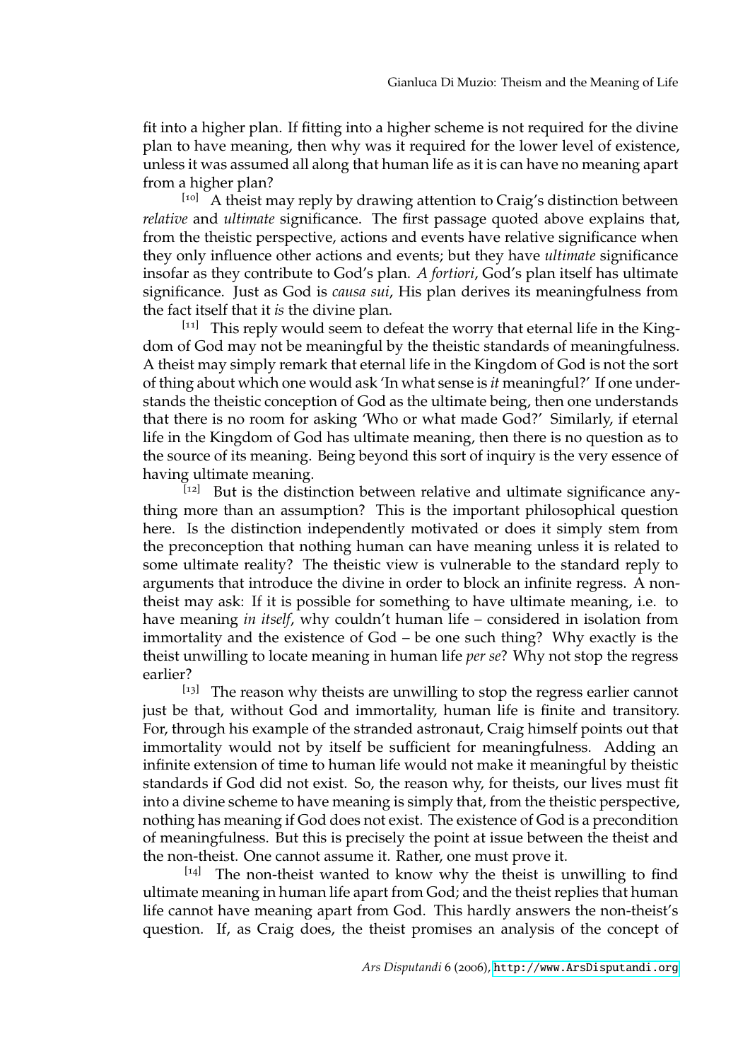fit into a higher plan. If fitting into a higher scheme is not required for the divine plan to have meaning, then why was it required for the lower level of existence, unless it was assumed all along that human life as it is can have no meaning apart from a higher plan?

[10] A theist may reply by drawing attention to Craig's distinction between *relative* and *ultimate* significance. The first passage quoted above explains that, from the theistic perspective, actions and events have relative significance when they only influence other actions and events; but they have *ultimate* significance insofar as they contribute to God's plan. *A fortiori*, God's plan itself has ultimate significance. Just as God is *causa sui*, His plan derives its meaningfulness from the fact itself that it *is* the divine plan.

[11] This reply would seem to defeat the worry that eternal life in the Kingdom of God may not be meaningful by the theistic standards of meaningfulness. A theist may simply remark that eternal life in the Kingdom of God is not the sort of thing about which one would ask 'In what sense is *it* meaningful?' If one understands the theistic conception of God as the ultimate being, then one understands that there is no room for asking 'Who or what made God?' Similarly, if eternal life in the Kingdom of God has ultimate meaning, then there is no question as to the source of its meaning. Being beyond this sort of inquiry is the very essence of having ultimate meaning.

[12] But is the distinction between relative and ultimate significance anything more than an assumption? This is the important philosophical question here. Is the distinction independently motivated or does it simply stem from the preconception that nothing human can have meaning unless it is related to some ultimate reality? The theistic view is vulnerable to the standard reply to arguments that introduce the divine in order to block an infinite regress. A non-theist may ask: If it is possible for something to have ultimate meaning, i.e. to have meaning *in itself*, why couldn't human life – considered in isolation from immortality and the existence of God – be one such thing? Why exactly is the theist unwilling to locate meaning in human life *per se*? Why not stop the regress earlier?

[13] The reason why theists are unwilling to stop the regress earlier cannot just be that, without God and immortality, human life is finite and transitory. For, through his example of the stranded astronaut, Craig himself points out that immortality would not by itself be sufficient for meaningfulness. Adding an infinite extension of time to human life would not make it meaningful by theistic standards if God did not exist. So, the reason why, for theists, our lives must fit into a divine scheme to have meaning is simply that, from the theistic perspective, nothing has meaning if God does not exist. The existence of God is a precondition of meaningfulness. But this is precisely the point at issue between the theist and the non-theist. One cannot assume it. Rather, one must prove it.

[14] The non-theist wanted to know why the theist is unwilling to find ultimate meaning in human life apart from God; and the theist replies that human life cannot have meaning apart from God. This hardly answers the non-theist's question. If, as Craig does, the theist promises an analysis of the concept of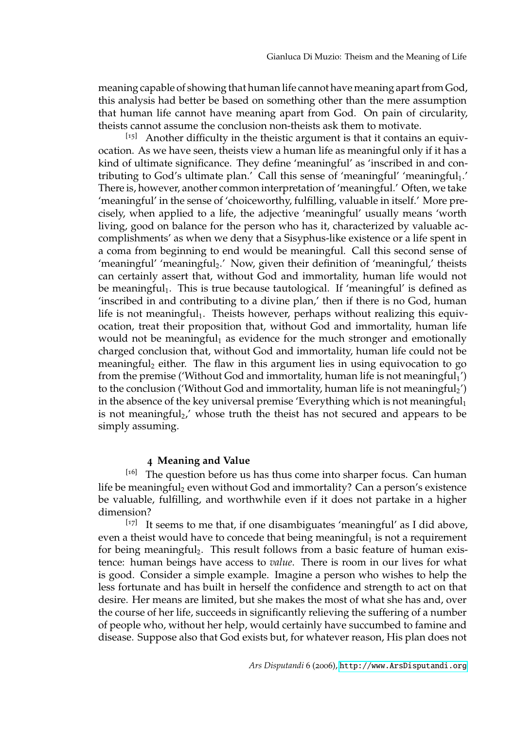meaning capable of showing that human life cannot have meaning apart from God, this analysis had better be based on something other than the mere assumption that human life cannot have meaning apart from God. On pain of circularity, theists cannot assume the conclusion non-theists ask them to motivate.

[15] Another difficulty in the theistic argument is that it contains an equivocation. As we have seen, theists view a human life as meaningful only if it has a kind of ultimate significance. They define 'meaningful' as 'inscribed in and contributing to God's ultimate plan.' Call this sense of 'meaningful' 'meaningful$_1$.' There is, however, another common interpretation of 'meaningful.' Often, we take 'meaningful' in the sense of 'choiceworthy, fulfilling, valuable in itself.' More precisely, when applied to a life, the adjective 'meaningful' usually means 'worth living, good on balance for the person who has it, characterized by valuable accomplishments' as when we deny that a Sisyphus-like existence or a life spent in a coma from beginning to end would be meaningful. Call this second sense of 'meaningful' 'meaningful$_2$.' Now, given their definition of 'meaningful,' theists can certainly assert that, without God and immortality, human life would not be meaningful$_1$. This is true because tautological. If 'meaningful' is defined as 'inscribed in and contributing to a divine plan,' then if there is no God, human life is not meaningful$_1$. Theists however, perhaps without realizing this equivocation, treat their proposition that, without God and immortality, human life would not be meaningful$_1$ as evidence for the much stronger and emotionally charged conclusion that, without God and immortality, human life could not be meaningful$_2$ either. The flaw in this argument lies in using equivocation to go from the premise ('Without God and immortality, human life is not meaningful$_1$') to the conclusion ('Without God and immortality, human life is not meaningful$_2$') in the absence of the key universal premise 'Everything which is not meaningful$_1$ is not meaningful$_2$,' whose truth the theist has not secured and appears to be simply assuming.

## 4 Meaning and Value

[16] The question before us has thus come into sharper focus. Can human life be meaningful$_2$ even without God and immortality? Can a person's existence be valuable, fulfilling, and worthwhile even if it does not partake in a higher dimension?

[17] It seems to me that, if one disambiguates 'meaningful' as I did above, even a theist would have to concede that being meaningful$_1$ is not a requirement for being meaningful$_2$. This result follows from a basic feature of human existence: human beings have access to *value*. There is room in our lives for what is good. Consider a simple example. Imagine a person who wishes to help the less fortunate and has built in herself the confidence and strength to act on that desire. Her means are limited, but she makes the most of what she has and, over the course of her life, succeeds in significantly relieving the suffering of a number of people who, without her help, would certainly have succumbed to famine and disease. Suppose also that God exists but, for whatever reason, His plan does not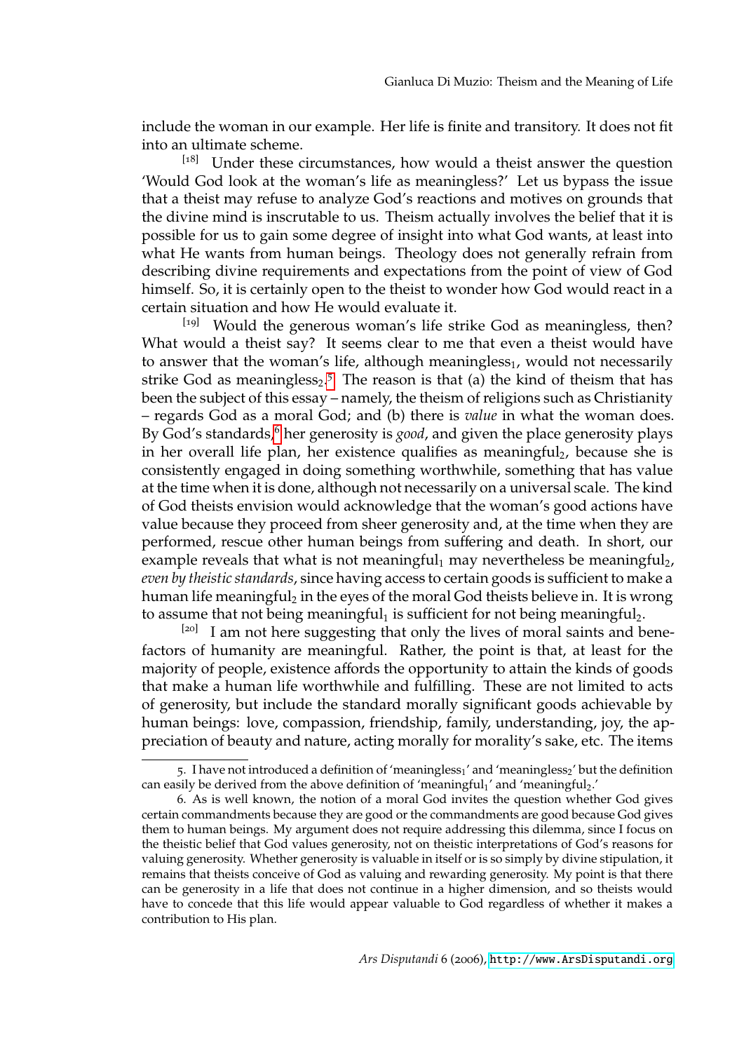include the woman in our example. Her life is finite and transitory. It does not fit into an ultimate scheme.

[18] Under these circumstances, how would a theist answer the question 'Would God look at the woman's life as meaningless?' Let us bypass the issue that a theist may refuse to analyze God's reactions and motives on grounds that the divine mind is inscrutable to us. Theism actually involves the belief that it is possible for us to gain some degree of insight into what God wants, at least into what He wants from human beings. Theology does not generally refrain from describing divine requirements and expectations from the point of view of God himself. So, it is certainly open to the theist to wonder how God would react in a certain situation and how He would evaluate it.

[19] Would the generous woman's life strike God as meaningless, then? What would a theist say? It seems clear to me that even a theist would have to answer that the woman's life, although meaningless$_1$, would not necessarily strike God as meaningless$_2$.[5] The reason is that (a) the kind of theism that has been the subject of this essay – namely, the theism of religions such as Christianity – regards God as a moral God; and (b) there is *value* in what the woman does. By God's standards,[6] her generosity is *good*, and given the place generosity plays in her overall life plan, her existence qualifies as meaningful$_2$, because she is consistently engaged in doing something worthwhile, something that has value at the time when it is done, although not necessarily on a universal scale. The kind of God theists envision would acknowledge that the woman's good actions have value because they proceed from sheer generosity and, at the time when they are performed, rescue other human beings from suffering and death. In short, our example reveals that what is not meaningful$_1$ may nevertheless be meaningful$_2$, *even by theistic standards*, since having access to certain goods is sufficient to make a human life meaningful$_2$ in the eyes of the moral God theists believe in. It is wrong to assume that not being meaningful$_1$ is sufficient for not being meaningful$_2$.

[20] I am not here suggesting that only the lives of moral saints and benefactors of humanity are meaningful. Rather, the point is that, at least for the majority of people, existence affords the opportunity to attain the kinds of goods that make a human life worthwhile and fulfilling. These are not limited to acts of generosity, but include the standard morally significant goods achievable by human beings: love, compassion, friendship, family, understanding, joy, the appreciation of beauty and nature, acting morally for morality's sake, etc. The items

5. I have not introduced a definition of 'meaningless$_1$' and 'meaningless$_2$' but the definition can easily be derived from the above definition of 'meaningful$_1$' and 'meaningful$_2$.'

6. As is well known, the notion of a moral God invites the question whether God gives certain commandments because they are good or the commandments are good because God gives them to human beings. My argument does not require addressing this dilemma, since I focus on the theistic belief that God values generosity, not on theistic interpretations of God's reasons for valuing generosity. Whether generosity is valuable in itself or is so simply by divine stipulation, it remains that theists conceive of God as valuing and rewarding generosity. My point is that there can be generosity in a life that does not continue in a higher dimension, and so theists would have to concede that this life would appear valuable to God regardless of whether it makes a contribution to His plan.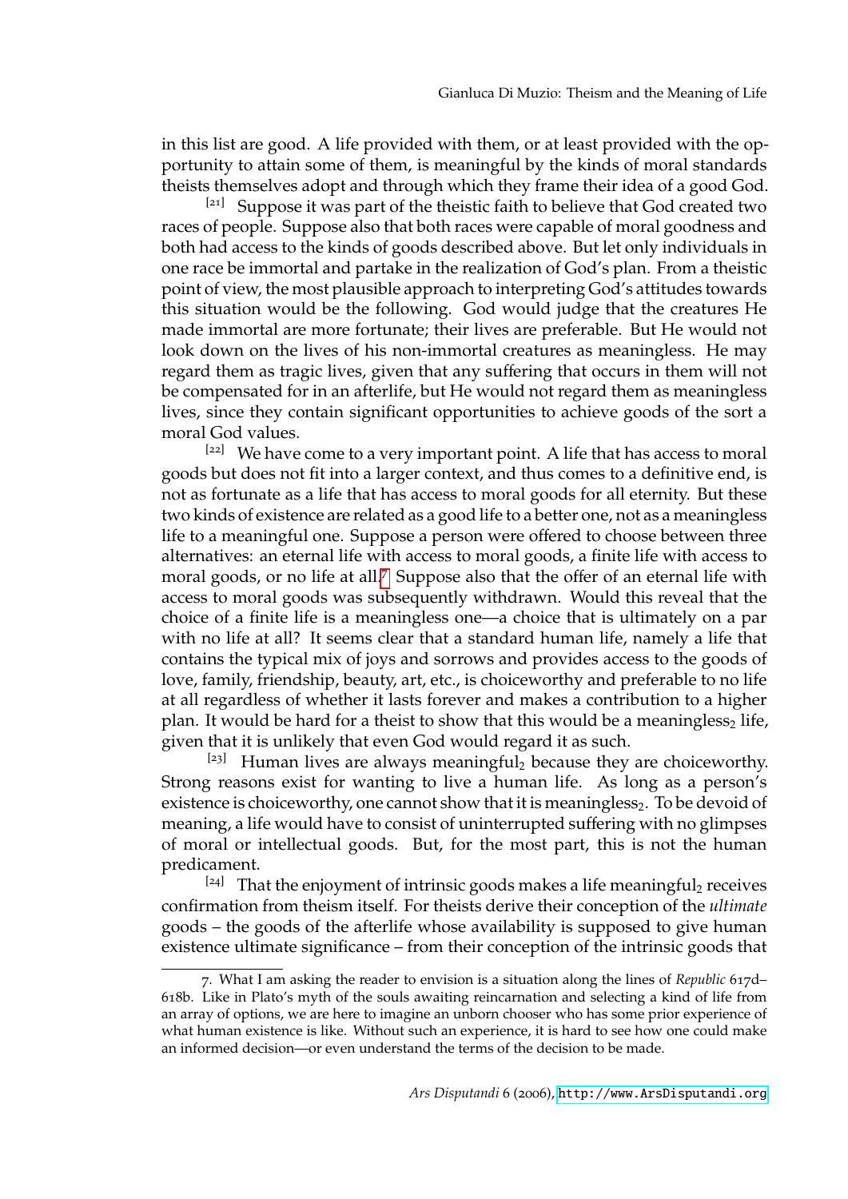in this list are good. A life provided with them, or at least provided with the opportunity to attain some of them, is meaningful by the kinds of moral standards theists themselves adopt and through which they frame their idea of a good God.

[21] Suppose it was part of the theistic faith to believe that God created two races of people. Suppose also that both races were capable of moral goodness and both had access to the kinds of goods described above. But let only individuals in one race be immortal and partake in the realization of God's plan. From a theistic point of view, the most plausible approach to interpreting God's attitudes towards this situation would be the following. God would judge that the creatures He made immortal are more fortunate; their lives are preferable. But He would not look down on the lives of his non-immortal creatures as meaningless. He may regard them as tragic lives, given that any suffering that occurs in them will not be compensated for in an afterlife, but He would not regard them as meaningless lives, since they contain significant opportunities to achieve goods of the sort a moral God values.

[22] We have come to a very important point. A life that has access to moral goods but does not fit into a larger context, and thus comes to a definitive end, is not as fortunate as a life that has access to moral goods for all eternity. But these two kinds of existence are related as a good life to a better one, not as a meaningless life to a meaningful one. Suppose a person were offered to choose between three alternatives: an eternal life with access to moral goods, a finite life with access to moral goods, or no life at all.[7] Suppose also that the offer of an eternal life with access to moral goods was subsequently withdrawn. Would this reveal that the choice of a finite life is a meaningless one—a choice that is ultimately on a par with no life at all? It seems clear that a standard human life, namely a life that contains the typical mix of joys and sorrows and provides access to the goods of love, family, friendship, beauty, art, etc., is choiceworthy and preferable to no life at all regardless of whether it lasts forever and makes a contribution to a higher plan. It would be hard for a theist to show that this would be a meaningless$_2$ life, given that it is unlikely that even God would regard it as such.

[23] Human lives are always meaningful$_2$ because they are choiceworthy. Strong reasons exist for wanting to live a human life. As long as a person's existence is choiceworthy, one cannot show that it is meaningless$_2$. To be devoid of meaning, a life would have to consist of uninterrupted suffering with no glimpses of moral or intellectual goods. But, for the most part, this is not the human predicament.

[24] That the enjoyment of intrinsic goods makes a life meaningful$_2$ receives confirmation from theism itself. For theists derive their conception of the *ultimate* goods – the goods of the afterlife whose availability is supposed to give human existence ultimate significance – from their conception of the intrinsic goods that

---

7. What I am asking the reader to envision is a situation along the lines of *Republic* 617d–618b. Like in Plato's myth of the souls awaiting reincarnation and selecting a kind of life from an array of options, we are here to imagine an unborn chooser who has some prior experience of what human existence is like. Without such an experience, it is hard to see how one could make an informed decision—or even understand the terms of the decision to be made.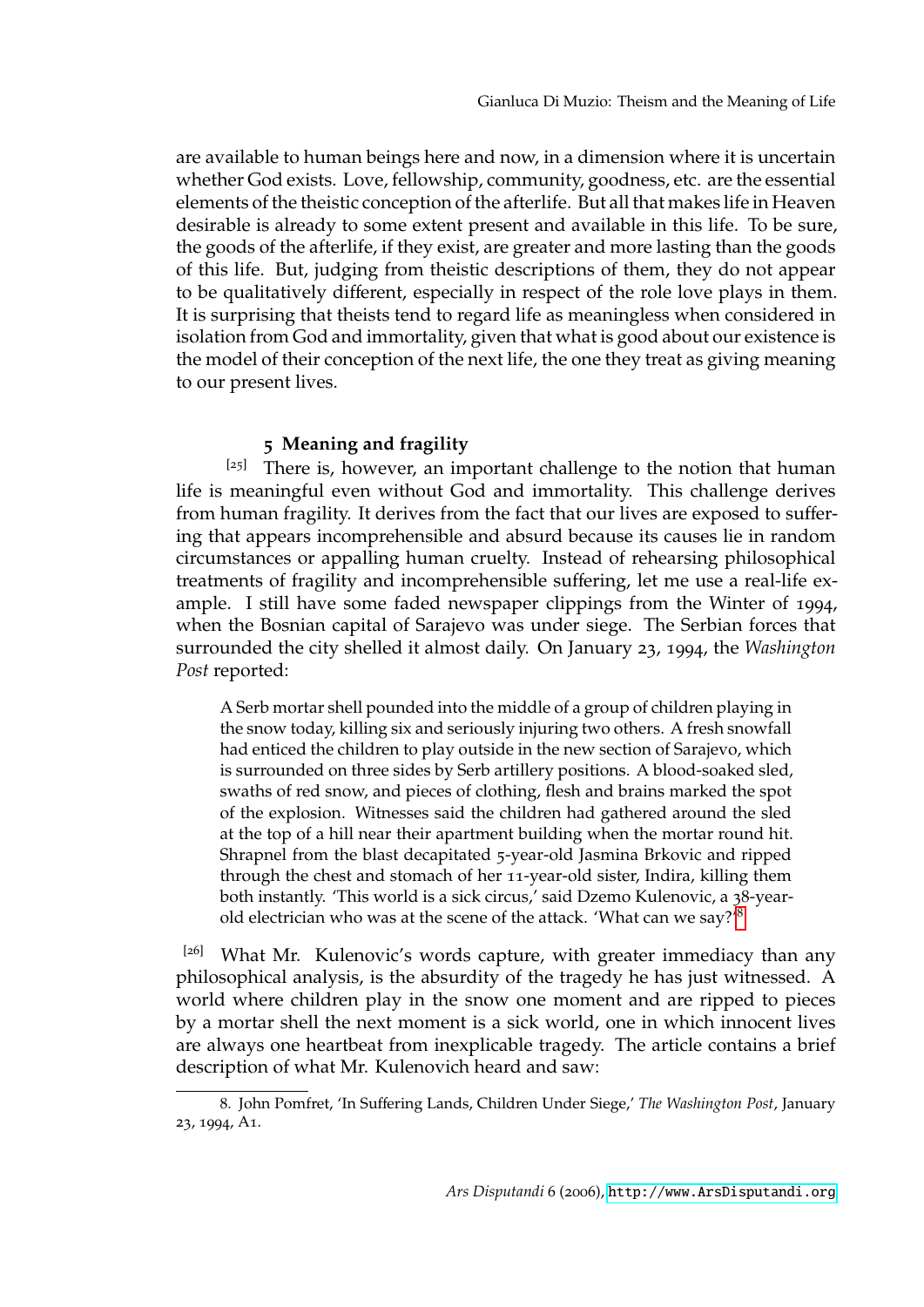are available to human beings here and now, in a dimension where it is uncertain whether God exists. Love, fellowship, community, goodness, etc. are the essential elements of the theistic conception of the afterlife. But all that makes life in Heaven desirable is already to some extent present and available in this life. To be sure, the goods of the afterlife, if they exist, are greater and more lasting than the goods of this life. But, judging from theistic descriptions of them, they do not appear to be qualitatively different, especially in respect of the role love plays in them. It is surprising that theists tend to regard life as meaningless when considered in isolation from God and immortality, given that what is good about our existence is the model of their conception of the next life, the one they treat as giving meaning to our present lives.

## 5 Meaning and fragility

[25] There is, however, an important challenge to the notion that human life is meaningful even without God and immortality. This challenge derives from human fragility. It derives from the fact that our lives are exposed to suffering that appears incomprehensible and absurd because its causes lie in random circumstances or appalling human cruelty. Instead of rehearsing philosophical treatments of fragility and incomprehensible suffering, let me use a real-life example. I still have some faded newspaper clippings from the Winter of 1994, when the Bosnian capital of Sarajevo was under siege. The Serbian forces that surrounded the city shelled it almost daily. On January 23, 1994, the *Washington Post* reported:

> A Serb mortar shell pounded into the middle of a group of children playing in the snow today, killing six and seriously injuring two others. A fresh snowfall had enticed the children to play outside in the new section of Sarajevo, which is surrounded on three sides by Serb artillery positions. A blood-soaked sled, swaths of red snow, and pieces of clothing, flesh and brains marked the spot of the explosion. Witnesses said the children had gathered around the sled at the top of a hill near their apartment building when the mortar round hit. Shrapnel from the blast decapitated 5-year-old Jasmina Brkovic and ripped through the chest and stomach of her 11-year-old sister, Indira, killing them both instantly. 'This world is a sick circus,' said Dzemo Kulenovic, a 38-year-old electrician who was at the scene of the attack. 'What can we say?'[8]

[26] What Mr. Kulenovic's words capture, with greater immediacy than any philosophical analysis, is the absurdity of the tragedy he has just witnessed. A world where children play in the snow one moment and are ripped to pieces by a mortar shell the next moment is a sick world, one in which innocent lives are always one heartbeat from inexplicable tragedy. The article contains a brief description of what Mr. Kulenovich heard and saw:

---

8. John Pomfret, 'In Suffering Lands, Children Under Siege,' *The Washington Post*, January 23, 1994, A1.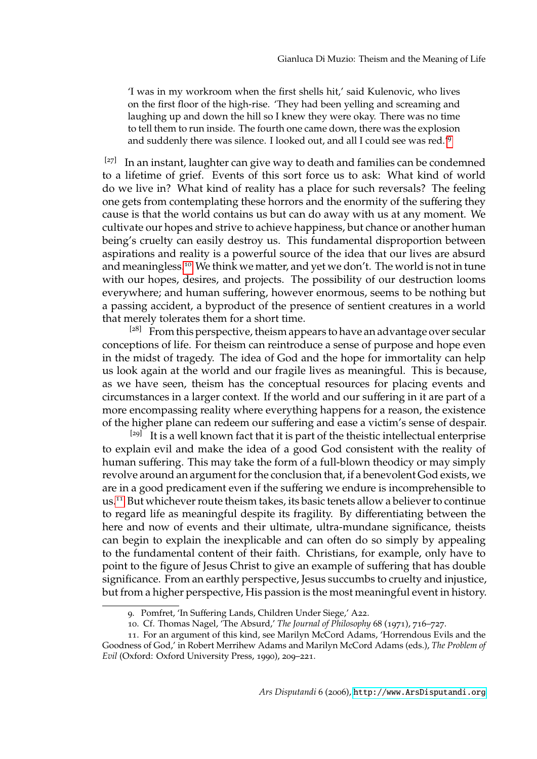> 'I was in my workroom when the first shells hit,' said Kulenovic, who lives on the first floor of the high-rise. 'They had been yelling and screaming and laughing up and down the hill so I knew they were okay. There was no time to tell them to run inside. The fourth one came down, there was the explosion and suddenly there was silence. I looked out, and all I could see was red.'[9]

[27] In an instant, laughter can give way to death and families can be condemned to a lifetime of grief. Events of this sort force us to ask: What kind of world do we live in? What kind of reality has a place for such reversals? The feeling one gets from contemplating these horrors and the enormity of the suffering they cause is that the world contains us but can do away with us at any moment. We cultivate our hopes and strive to achieve happiness, but chance or another human being's cruelty can easily destroy us. This fundamental disproportion between aspirations and reality is a powerful source of the idea that our lives are absurd and meaningless.[10] We think we matter, and yet we don't. The world is not in tune with our hopes, desires, and projects. The possibility of our destruction looms everywhere; and human suffering, however enormous, seems to be nothing but a passing accident, a byproduct of the presence of sentient creatures in a world that merely tolerates them for a short time.

[28] From this perspective, theism appears to have an advantage over secular conceptions of life. For theism can reintroduce a sense of purpose and hope even in the midst of tragedy. The idea of God and the hope for immortality can help us look again at the world and our fragile lives as meaningful. This is because, as we have seen, theism has the conceptual resources for placing events and circumstances in a larger context. If the world and our suffering in it are part of a more encompassing reality where everything happens for a reason, the existence of the higher plane can redeem our suffering and ease a victim's sense of despair.

[29] It is a well known fact that it is part of the theistic intellectual enterprise to explain evil and make the idea of a good God consistent with the reality of human suffering. This may take the form of a full-blown theodicy or may simply revolve around an argument for the conclusion that, if a benevolent God exists, we are in a good predicament even if the suffering we endure is incomprehensible to us.[11] But whichever route theism takes, its basic tenets allow a believer to continue to regard life as meaningful despite its fragility. By differentiating between the here and now of events and their ultimate, ultra-mundane significance, theists can begin to explain the inexplicable and can often do so simply by appealing to the fundamental content of their faith. Christians, for example, only have to point to the figure of Jesus Christ to give an example of suffering that has double significance. From an earthly perspective, Jesus succumbs to cruelty and injustice, but from a higher perspective, His passion is the most meaningful event in history.

---

9. Pomfret, 'In Suffering Lands, Children Under Siege,' A22.

10. Cf. Thomas Nagel, 'The Absurd,' *The Journal of Philosophy* 68 (1971), 716–727.

11. For an argument of this kind, see Marilyn McCord Adams, 'Horrendous Evils and the Goodness of God,' in Robert Merrihew Adams and Marilyn McCord Adams (eds.), *The Problem of Evil* (Oxford: Oxford University Press, 1990), 209–221.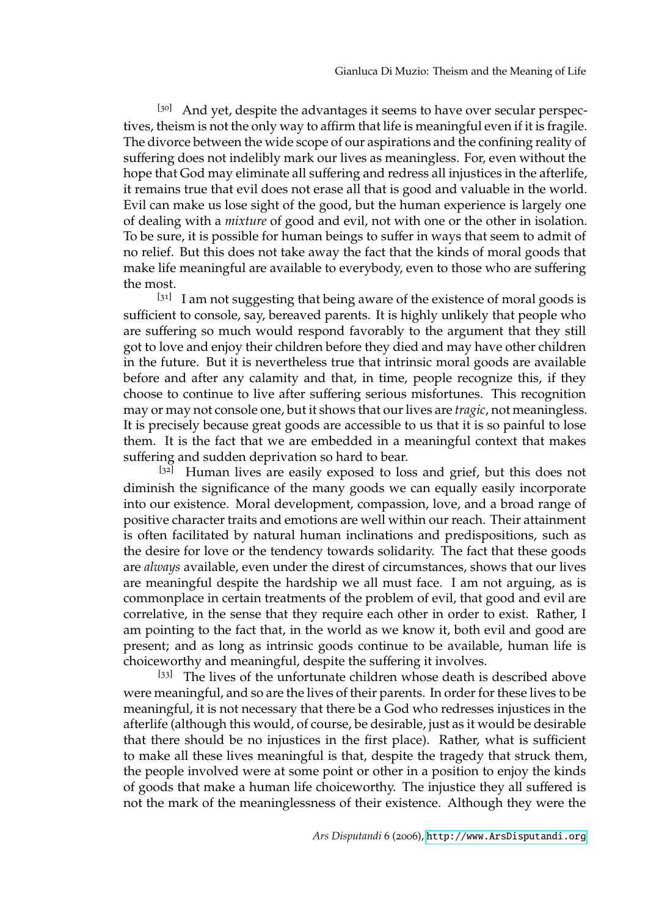[30] And yet, despite the advantages it seems to have over secular perspectives, theism is not the only way to affirm that life is meaningful even if it is fragile. The divorce between the wide scope of our aspirations and the confining reality of suffering does not indelibly mark our lives as meaningless. For, even without the hope that God may eliminate all suffering and redress all injustices in the afterlife, it remains true that evil does not erase all that is good and valuable in the world. Evil can make us lose sight of the good, but the human experience is largely one of dealing with a *mixture* of good and evil, not with one or the other in isolation. To be sure, it is possible for human beings to suffer in ways that seem to admit of no relief. But this does not take away the fact that the kinds of moral goods that make life meaningful are available to everybody, even to those who are suffering the most.

[31] I am not suggesting that being aware of the existence of moral goods is sufficient to console, say, bereaved parents. It is highly unlikely that people who are suffering so much would respond favorably to the argument that they still got to love and enjoy their children before they died and may have other children in the future. But it is nevertheless true that intrinsic moral goods are available before and after any calamity and that, in time, people recognize this, if they choose to continue to live after suffering serious misfortunes. This recognition may or may not console one, but it shows that our lives are *tragic*, not meaningless. It is precisely because great goods are accessible to us that it is so painful to lose them. It is the fact that we are embedded in a meaningful context that makes suffering and sudden deprivation so hard to bear.

[32] Human lives are easily exposed to loss and grief, but this does not diminish the significance of the many goods we can equally easily incorporate into our existence. Moral development, compassion, love, and a broad range of positive character traits and emotions are well within our reach. Their attainment is often facilitated by natural human inclinations and predispositions, such as the desire for love or the tendency towards solidarity. The fact that these goods are *always* available, even under the direst of circumstances, shows that our lives are meaningful despite the hardship we all must face. I am not arguing, as is commonplace in certain treatments of the problem of evil, that good and evil are correlative, in the sense that they require each other in order to exist. Rather, I am pointing to the fact that, in the world as we know it, both evil and good are present; and as long as intrinsic goods continue to be available, human life is choiceworthy and meaningful, despite the suffering it involves.

[33] The lives of the unfortunate children whose death is described above were meaningful, and so are the lives of their parents. In order for these lives to be meaningful, it is not necessary that there be a God who redresses injustices in the afterlife (although this would, of course, be desirable, just as it would be desirable that there should be no injustices in the first place). Rather, what is sufficient to make all these lives meaningful is that, despite the tragedy that struck them, the people involved were at some point or other in a position to enjoy the kinds of goods that make a human life choiceworthy. The injustice they all suffered is not the mark of the meaninglessness of their existence. Although they were the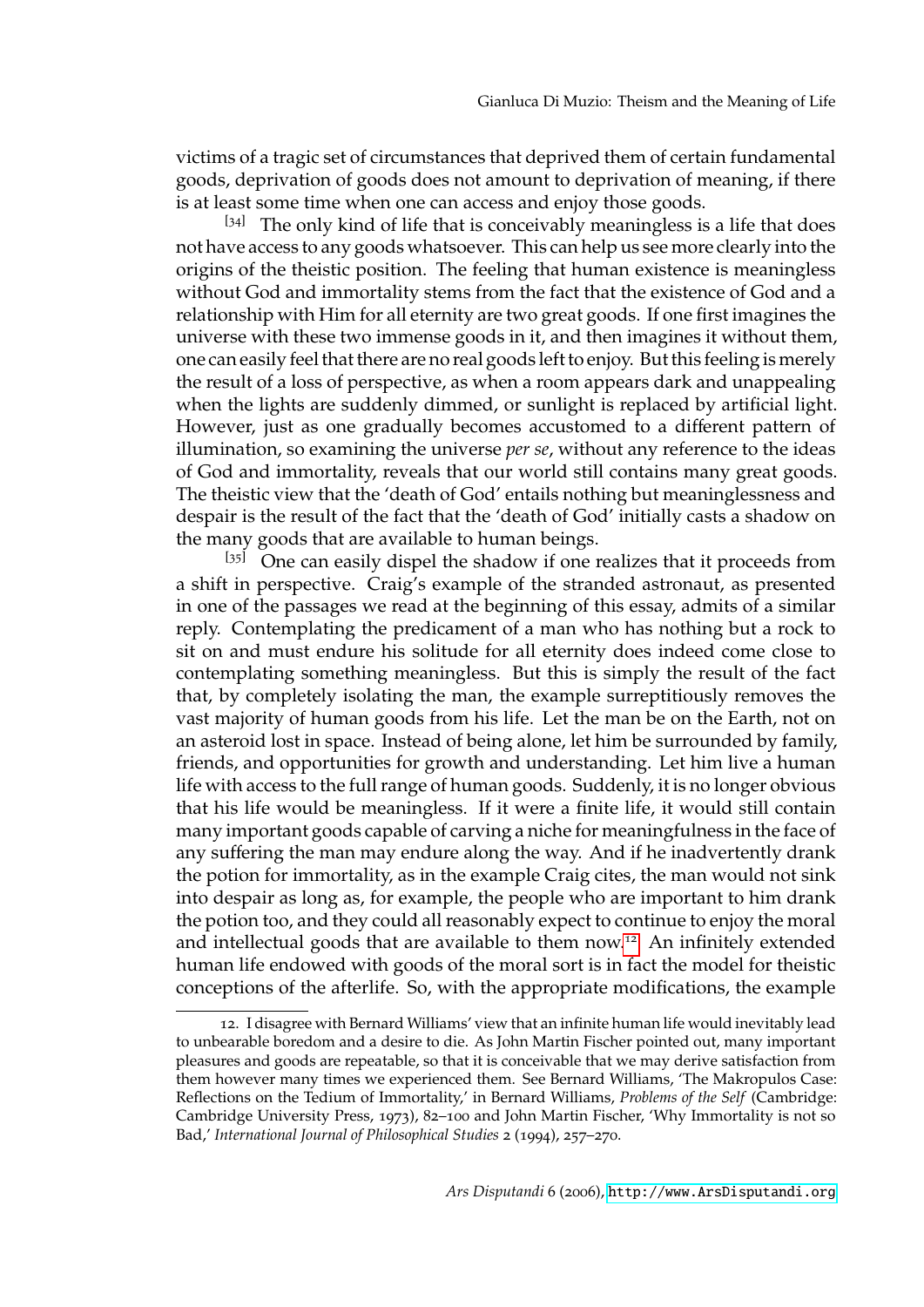victims of a tragic set of circumstances that deprived them of certain fundamental goods, deprivation of goods does not amount to deprivation of meaning, if there is at least some time when one can access and enjoy those goods.

[34] The only kind of life that is conceivably meaningless is a life that does not have access to any goods whatsoever. This can help us see more clearly into the origins of the theistic position. The feeling that human existence is meaningless without God and immortality stems from the fact that the existence of God and a relationship with Him for all eternity are two great goods. If one first imagines the universe with these two immense goods in it, and then imagines it without them, one can easily feel that there are no real goods left to enjoy. But this feeling is merely the result of a loss of perspective, as when a room appears dark and unappealing when the lights are suddenly dimmed, or sunlight is replaced by artificial light. However, just as one gradually becomes accustomed to a different pattern of illumination, so examining the universe *per se*, without any reference to the ideas of God and immortality, reveals that our world still contains many great goods. The theistic view that the 'death of God' entails nothing but meaninglessness and despair is the result of the fact that the 'death of God' initially casts a shadow on the many goods that are available to human beings.

[35] One can easily dispel the shadow if one realizes that it proceeds from a shift in perspective. Craig's example of the stranded astronaut, as presented in one of the passages we read at the beginning of this essay, admits of a similar reply. Contemplating the predicament of a man who has nothing but a rock to sit on and must endure his solitude for all eternity does indeed come close to contemplating something meaningless. But this is simply the result of the fact that, by completely isolating the man, the example surreptitiously removes the vast majority of human goods from his life. Let the man be on the Earth, not on an asteroid lost in space. Instead of being alone, let him be surrounded by family, friends, and opportunities for growth and understanding. Let him live a human life with access to the full range of human goods. Suddenly, it is no longer obvious that his life would be meaningless. If it were a finite life, it would still contain many important goods capable of carving a niche for meaningfulness in the face of any suffering the man may endure along the way. And if he inadvertently drank the potion for immortality, as in the example Craig cites, the man would not sink into despair as long as, for example, the people who are important to him drank the potion too, and they could all reasonably expect to continue to enjoy the moral and intellectual goods that are available to them now.[12] An infinitely extended human life endowed with goods of the moral sort is in fact the model for theistic conceptions of the afterlife. So, with the appropriate modifications, the example

12. I disagree with Bernard Williams' view that an infinite human life would inevitably lead to unbearable boredom and a desire to die. As John Martin Fischer pointed out, many important pleasures and goods are repeatable, so that it is conceivable that we may derive satisfaction from them however many times we experienced them. See Bernard Williams, 'The Makropulos Case: Reflections on the Tedium of Immortality,' in Bernard Williams, *Problems of the Self* (Cambridge: Cambridge University Press, 1973), 82–100 and John Martin Fischer, 'Why Immortality is not so Bad,' *International Journal of Philosophical Studies* 2 (1994), 257–270.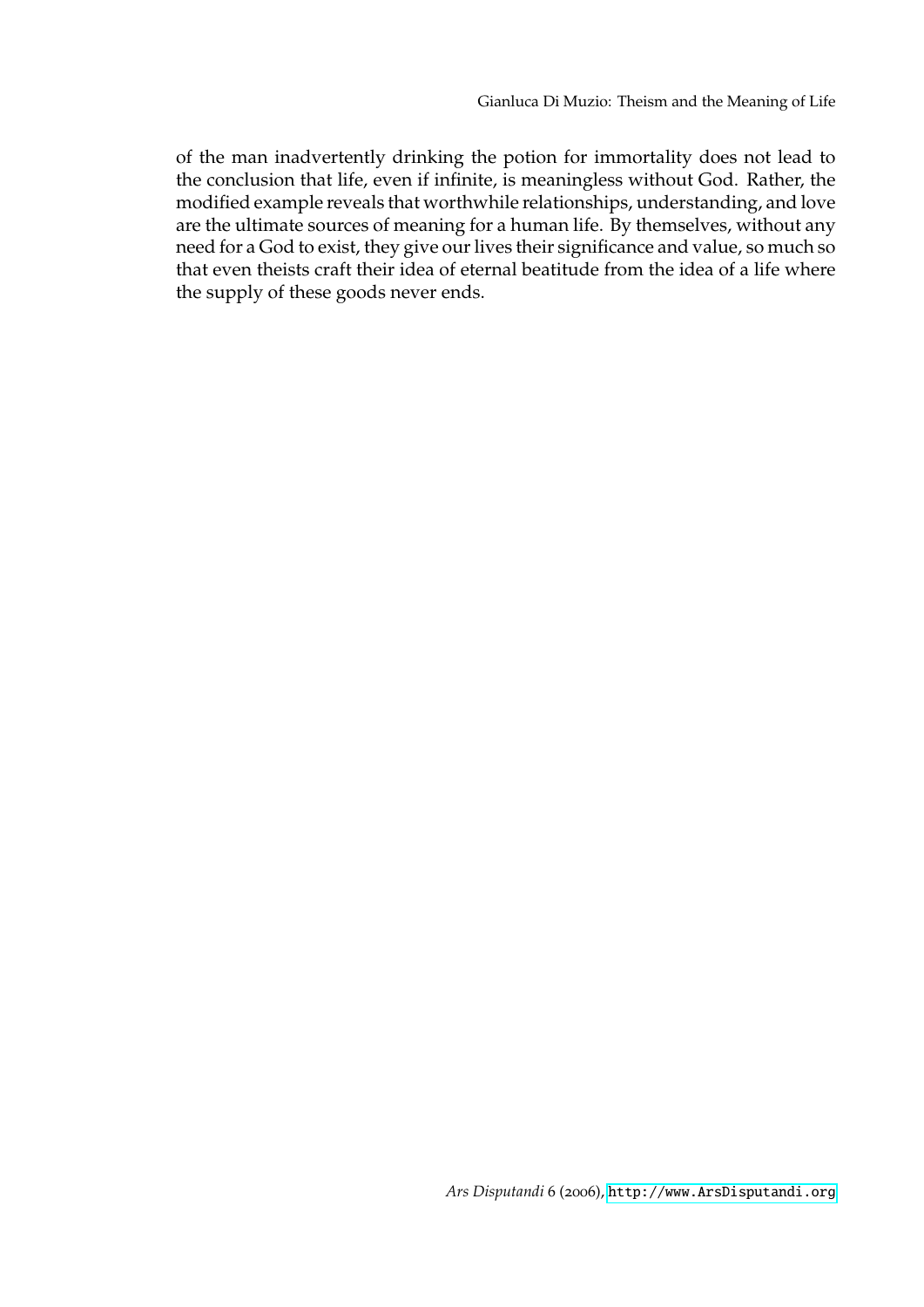of the man inadvertently drinking the potion for immortality does not lead to the conclusion that life, even if infinite, is meaningless without God. Rather, the modified example reveals that worthwhile relationships, understanding, and love are the ultimate sources of meaning for a human life. By themselves, without any need for a God to exist, they give our lives their significance and value, so much so that even theists craft their idea of eternal beatitude from the idea of a life where the supply of these goods never ends.